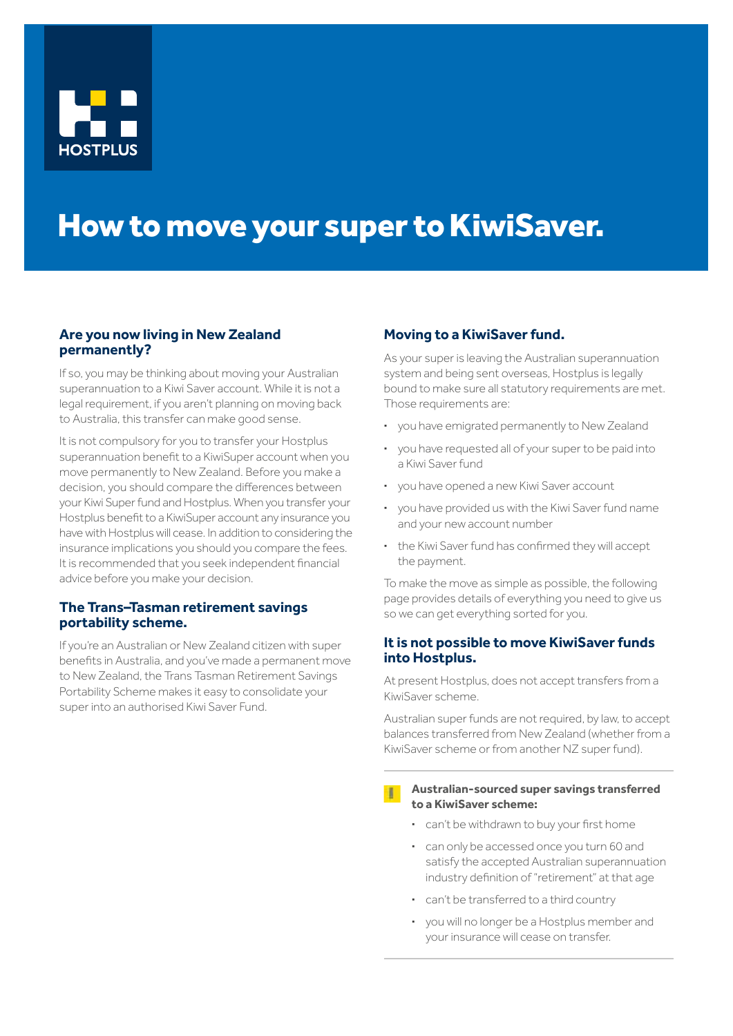HOSTPLUS

# How to move your super to KiwiSaver.

## Are you now living in New Zealand permanently?

If so, you may be thinking about moving your Australian superannuation to a Kiwi Saver account. While it is not a legal requirement, if you aren't planning on moving back to Australia, this transfer can make good sense.

It is not compulsory for you to transfer your Hostplus superannuation benefit to a KiwiSuper account when you move permanently to New Zealand. Before you make a decision, you should compare the differences between your Kiwi Super fund and Hostplus. When you transfer your Hostplus benefit to a KiwiSuper account any insurance you have with Hostplus will cease. In addition to considering the insurance implications you should you compare the fees. It is recommended that you seek independent financial advice before you make your decision.

## The Trans–Tasman retirement savings portability scheme.

If you're an Australian or New Zealand citizen with super benefits in Australia, and you've made a permanent move to New Zealand, the Trans Tasman Retirement Savings Portability Scheme makes it easy to consolidate your super into an authorised Kiwi Saver Fund.

## Moving to a KiwiSaver fund.

As your super is leaving the Australian superannuation system and being sent overseas, Hostplus is legally bound to make sure all statutory requirements are met. Those requirements are:

- you have emigrated permanently to New Zealand
- you have requested all of your super to be paid into a Kiwi Saver fund
- you have opened a new Kiwi Saver account
- you have provided us with the Kiwi Saver fund name and your new account number
- the Kiwi Saver fund has confirmed they will accept the payment.

To make the move as simple as possible, the following page provides details of everything you need to give us so we can get everything sorted for you.

## It is not possible to move KiwiSaver funds into Hostplus.

At present Hostplus, does not accept transfers from a KiwiSaver scheme.

Australian super funds are not required, by law, to accept balances transferred from New Zealand (whether from a KiwiSaver scheme or from another NZ super fund).

**Australian-sourced super savings transferred to a KiwiSaver scheme:**

- can't be withdrawn to buy your first home
- can only be accessed once you turn 60 and satisfy the accepted Australian superannuation industry definition of "retirement" at that age
- can't be transferred to a third country
- you will no longer be a Hostplus member and your insurance will cease on transfer.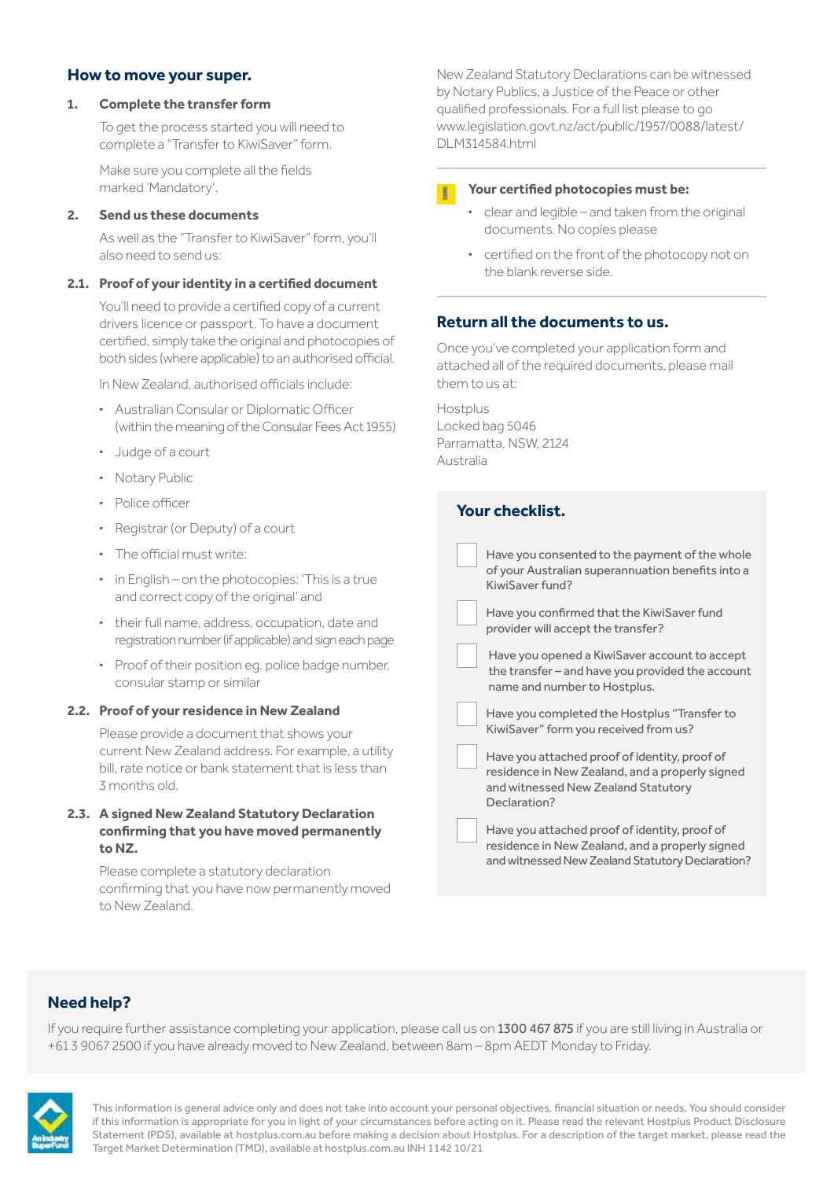## How to move your super.

### 1. Complete the transfer form

To get the process started you will need to complete a "Transfer to KiwiSaver" form.

Make sure you complete all the fields marked 'Mandatory'.

### 2. Send us these documents

As well as the "Transfer to KiwiSaver" form, you'll also need to send us:

### 2.1. Proof of your identity in a certified document

You'll need to provide a certified copy of a current drivers licence or passport. To have a document certified, simply take the original and photocopies of both sides (where applicable) to an authorised official.

In New Zealand, authorised officials include:

- Australian Consular or Diplomatic Officer (within the meaning of the Consular Fees Act 1955)
- Judge of a court
- Notary Public
- Police officer
- Registrar (or Deputy) of a court
- The official must write:
- in English – on the photocopies: 'This is a true and correct copy of the original' and
- their full name, address, occupation, date and registration number (if applicable) and sign each page
- Proof of their position eg. police badge number, consular stamp or similar

### 2.2. Proof of your residence in New Zealand

Please provide a document that shows your current New Zealand address. For example, a utility bill, rate notice or bank statement that is less than 3 months old.

### 2.3. A signed New Zealand Statutory Declaration confirming that you have moved permanently to NZ.

Please complete a statutory declaration confirming that you have now permanently moved to New Zealand.

New Zealand Statutory Declarations can be witnessed by Notary Publics, a Justice of the Peace or other qualified professionals. For a full list please to go www.legislation.govt.nz/act/public/1957/0088/latest/DLM314584.html

**Your certified photocopies must be:**

- clear and legible – and taken from the original documents. No copies please
- certified on the front of the photocopy not on the blank reverse side.

## Return all the documents to us.

Once you've completed your application form and attached all of the required documents, please mail them to us at:

Hostplus
Locked bag 5046
Parramatta, NSW, 2124
Australia

## Your checklist.

- [ ] Have you consented to the payment of the whole of your Australian superannuation benefits into a KiwiSaver fund?
- [ ] Have you confirmed that the KiwiSaver fund provider will accept the transfer?
- [ ] Have you opened a KiwiSaver account to accept the transfer – and have you provided the account name and number to Hostplus.
- [ ] Have you completed the Hostplus "Transfer to KiwiSaver" form you received from us?
- [ ] Have you attached proof of identity, proof of residence in New Zealand, and a properly signed and witnessed New Zealand Statutory Declaration?
- [ ] Have you attached proof of identity, proof of residence in New Zealand, and a properly signed and witnessed New Zealand Statutory Declaration?

## Need help?

If you require further assistance completing your application, please call us on 1300 467 875 if you are still living in Australia or +61 3 9067 2500 if you have already moved to New Zealand, between 8am – 8pm AEDT Monday to Friday.

This information is general advice only and does not take into account your personal objectives, financial situation or needs. You should consider if this information is appropriate for you in light of your circumstances before acting on it. Please read the relevant Hostplus Product Disclosure Statement (PDS), available at hostplus.com.au before making a decision about Hostplus. For a description of the target market, please read the Target Market Determination (TMD), available at hostplus.com.au INH 1142 10/21